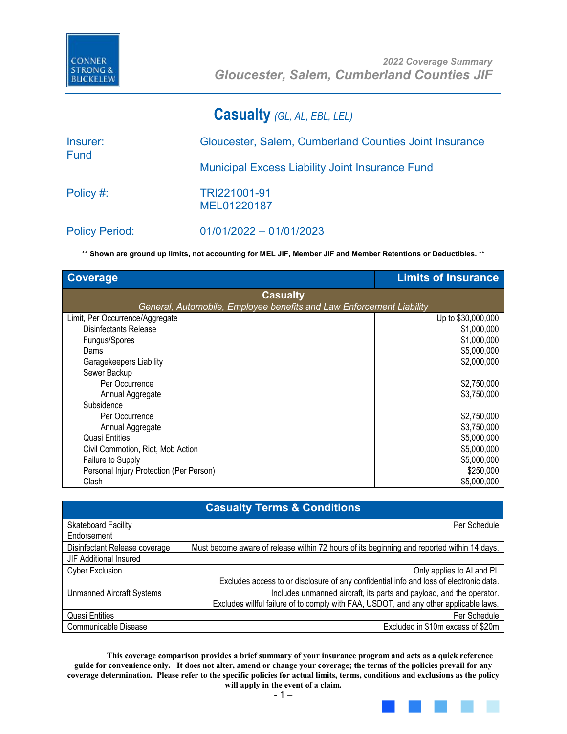CONNER STRONG & BUCKELEW

*2022 Coverage Summary*
***Gloucester, Salem, Cumberland Counties JIF***

# Casualty *(GL, AL, EBL, LEL)*

| | |
|---|---|
| Insurer: | Gloucester, Salem, Cumberland Counties Joint Insurance Fund |
| | Municipal Excess Liability Joint Insurance Fund |
| Policy #: | TRI221001-91<br>MEL01220187 |
| Policy Period: | 01/01/2022 – 01/01/2023 |

**\*\* Shown are ground up limits, not accounting for MEL JIF, Member JIF and Member Retentions or Deductibles. \*\***

| Coverage | Limits of Insurance |
|---|---|
| **Casualty** *General, Automobile, Employee benefits and Law Enforcement Liability* | |
| Limit, Per Occurrence/Aggregate | Up to $30,000,000 |
| Disinfectants Release | $1,000,000 |
| Fungus/Spores | $1,000,000 |
| Dams | $5,000,000 |
| Garagekeepers Liability | $2,000,000 |
| Sewer Backup | |
| Per Occurrence | $2,750,000 |
| Annual Aggregate | $3,750,000 |
| Subsidence | |
| Per Occurrence | $2,750,000 |
| Annual Aggregate | $3,750,000 |
| Quasi Entities | $5,000,000 |
| Civil Commotion, Riot, Mob Action | $5,000,000 |
| Failure to Supply | $5,000,000 |
| Personal Injury Protection (Per Person) | $250,000 |
| Clash | $5,000,000 |

| Casualty Terms & Conditions | |
|---|---|
| Skateboard Facility Endorsement | Per Schedule |
| Disinfectant Release coverage | Must become aware of release within 72 hours of its beginning and reported within 14 days. |
| JIF Additional Insured | |
| Cyber Exclusion | Only applies to AI and PI.<br>Excludes access to or disclosure of any confidential info and loss of electronic data. |
| Unmanned Aircraft Systems | Includes unmanned aircraft, its parts and payload, and the operator.<br>Excludes willful failure of to comply with FAA, USDOT, and any other applicable laws. |
| Quasi Entities | Per Schedule |
| Communicable Disease | Excluded in $10m excess of $20m |

**This coverage comparison provides a brief summary of your insurance program and acts as a quick reference guide for convenience only. It does not alter, amend or change your coverage; the terms of the policies prevail for any coverage determination. Please refer to the specific policies for actual limits, terms, conditions and exclusions as the policy will apply in the event of a claim.**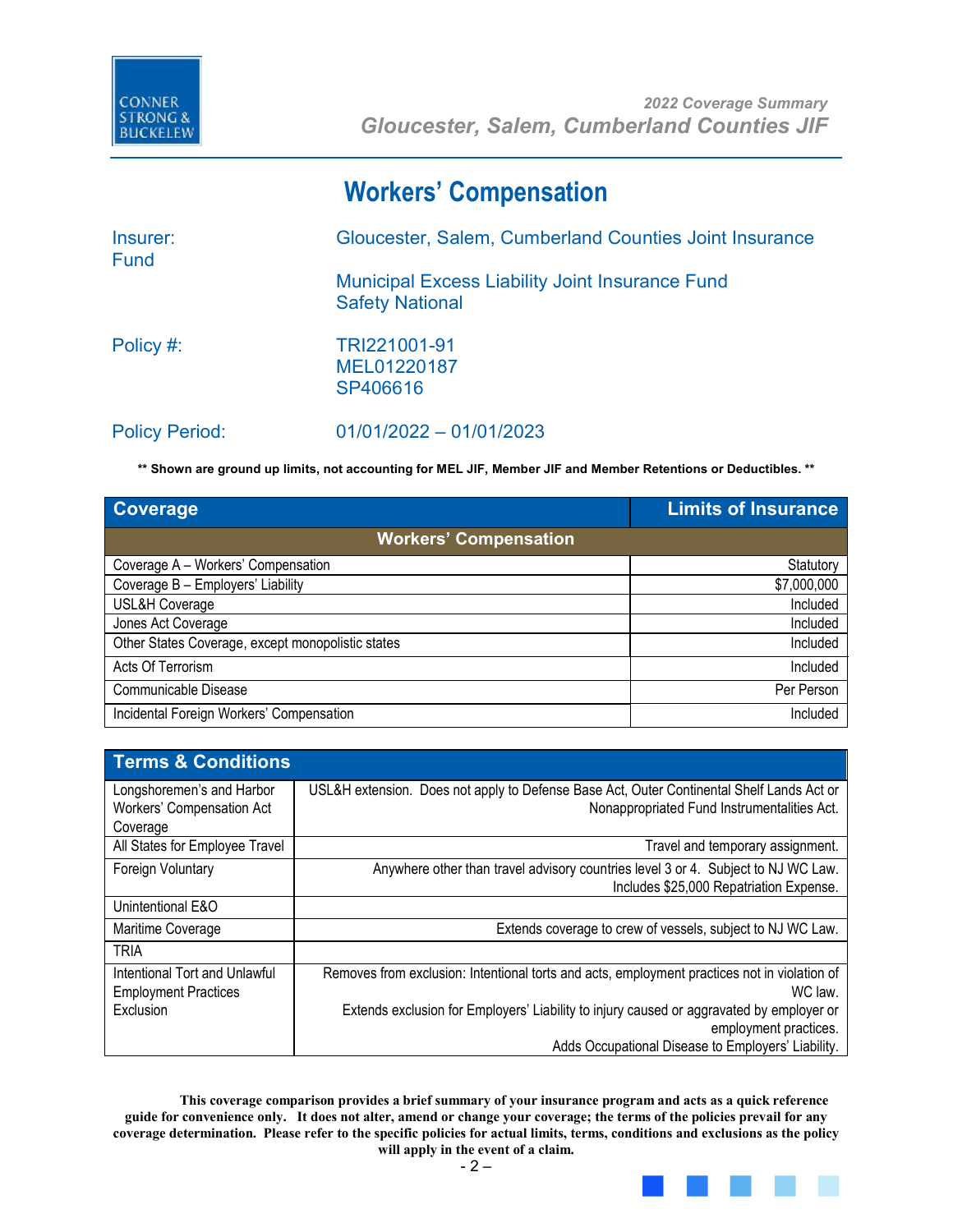# Workers' Compensation

Insurer: Gloucester, Salem, Cumberland Counties Joint Insurance Fund

Municipal Excess Liability Joint Insurance Fund
Safety National

Policy #: TRI221001-91
MEL01220187
SP406616

Policy Period: 01/01/2022 – 01/01/2023

**\*\* Shown are ground up limits, not accounting for MEL JIF, Member JIF and Member Retentions or Deductibles. \*\***

| Coverage | Limits of Insurance |
|---|---|
| **Workers' Compensation** | |
| Coverage A – Workers' Compensation | Statutory |
| Coverage B – Employers' Liability | $7,000,000 |
| USL&H Coverage | Included |
| Jones Act Coverage | Included |
| Other States Coverage, except monopolistic states | Included |
| Acts Of Terrorism | Included |
| Communicable Disease | Per Person |
| Incidental Foreign Workers' Compensation | Included |

| Terms & Conditions | |
|---|---|
| Longshoremen's and Harbor Workers' Compensation Act Coverage | USL&H extension. Does not apply to Defense Base Act, Outer Continental Shelf Lands Act or Nonappropriated Fund Instrumentalities Act. |
| All States for Employee Travel | Travel and temporary assignment. |
| Foreign Voluntary | Anywhere other than travel advisory countries level 3 or 4. Subject to NJ WC Law. Includes $25,000 Repatriation Expense. |
| Unintentional E&O | |
| Maritime Coverage | Extends coverage to crew of vessels, subject to NJ WC Law. |
| TRIA | |
| Intentional Tort and Unlawful Employment Practices Exclusion | Removes from exclusion: Intentional torts and acts, employment practices not in violation of WC law. Extends exclusion for Employers' Liability to injury caused or aggravated by employer or employment practices. Adds Occupational Disease to Employers' Liability. |

**This coverage comparison provides a brief summary of your insurance program and acts as a quick reference guide for convenience only. It does not alter, amend or change your coverage; the terms of the policies prevail for any coverage determination. Please refer to the specific policies for actual limits, terms, conditions and exclusions as the policy will apply in the event of a claim.**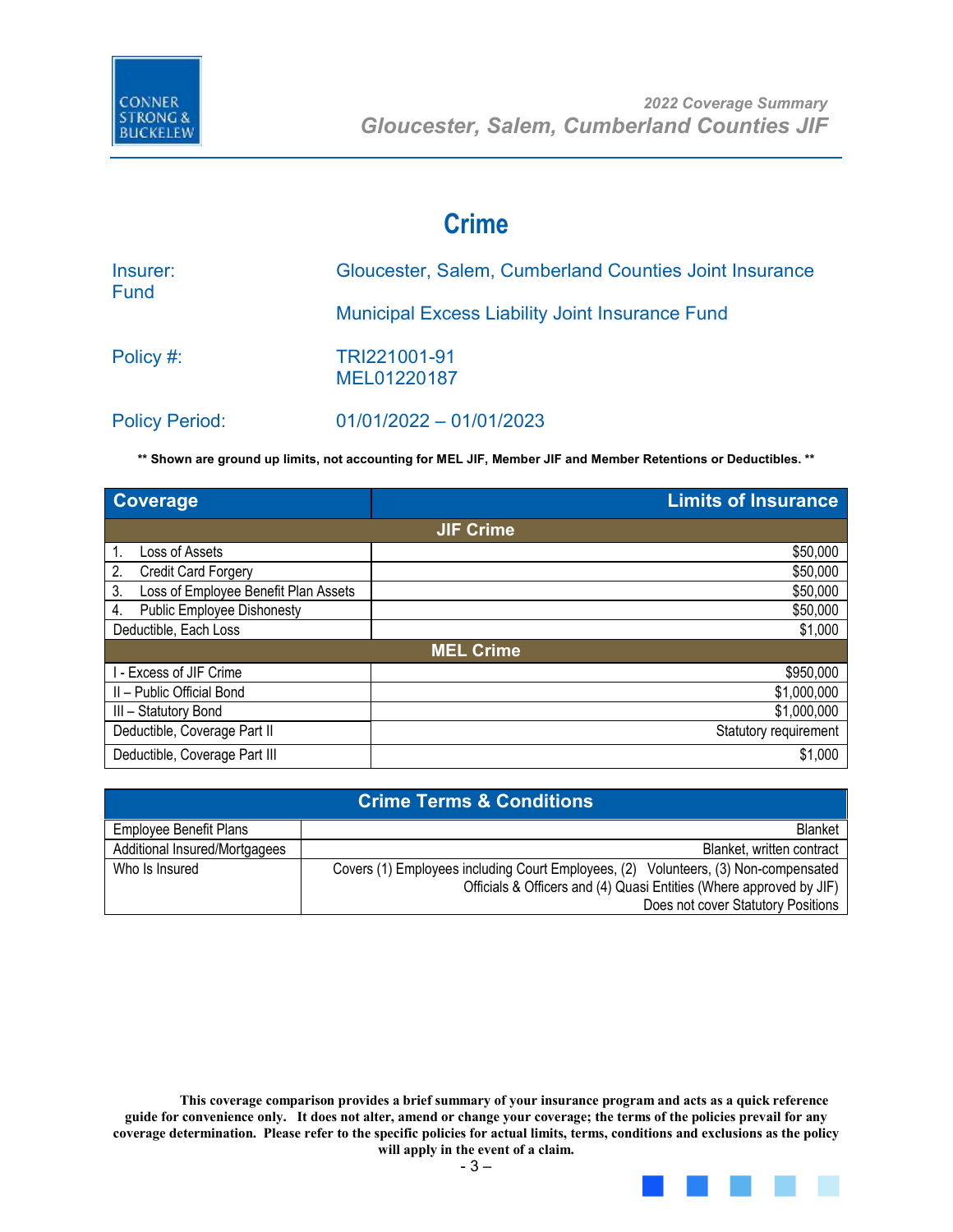# Crime

| | |
|---|---|
| Insurer: Fund | Gloucester, Salem, Cumberland Counties Joint Insurance |
| | Municipal Excess Liability Joint Insurance Fund |
| Policy #: | TRI221001-91<br>MEL01220187 |
| Policy Period: | 01/01/2022 – 01/01/2023 |

**\*\* Shown are ground up limits, not accounting for MEL JIF, Member JIF and Member Retentions or Deductibles. \*\***

| Coverage | Limits of Insurance |
|---|---|
| **JIF Crime** | |
| 1. Loss of Assets | $50,000 |
| 2. Credit Card Forgery | $50,000 |
| 3. Loss of Employee Benefit Plan Assets | $50,000 |
| 4. Public Employee Dishonesty | $50,000 |
| Deductible, Each Loss | $1,000 |
| **MEL Crime** | |
| I - Excess of JIF Crime | $950,000 |
| II – Public Official Bond | $1,000,000 |
| III – Statutory Bond | $1,000,000 |
| Deductible, Coverage Part II | Statutory requirement |
| Deductible, Coverage Part III | $1,000 |

| Crime Terms & Conditions | |
|---|---|
| Employee Benefit Plans | Blanket |
| Additional Insured/Mortgagees | Blanket, written contract |
| Who Is Insured | Covers (1) Employees including Court Employees, (2) Volunteers, (3) Non-compensated Officials & Officers and (4) Quasi Entities (Where approved by JIF)<br>Does not cover Statutory Positions |

**This coverage comparison provides a brief summary of your insurance program and acts as a quick reference guide for convenience only. It does not alter, amend or change your coverage; the terms of the policies prevail for any coverage determination. Please refer to the specific policies for actual limits, terms, conditions and exclusions as the policy will apply in the event of a claim.**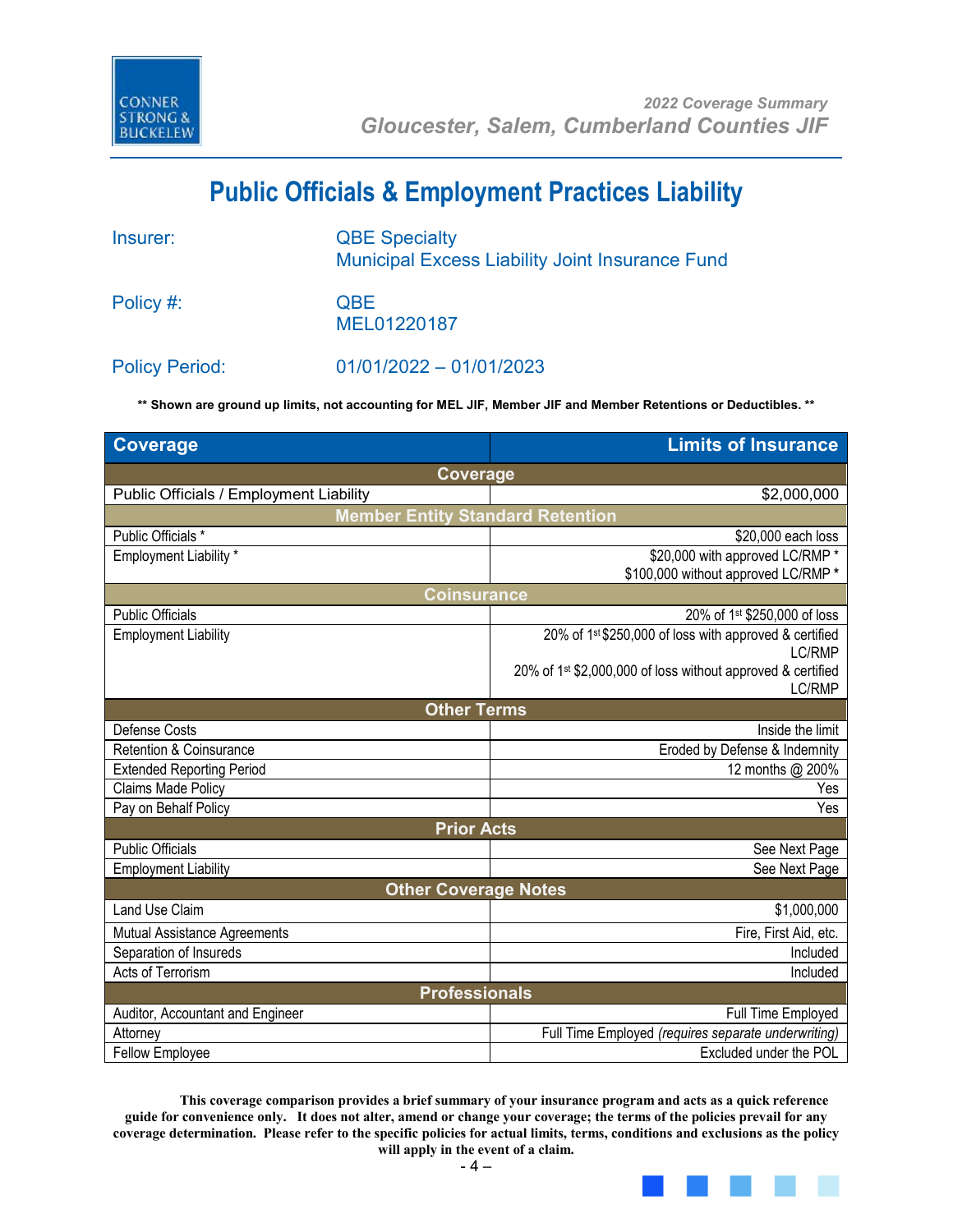# Public Officials & Employment Practices Liability

**Insurer:** QBE Specialty
Municipal Excess Liability Joint Insurance Fund

**Policy #:** QBE
MEL01220187

**Policy Period:** 01/01/2022 – 01/01/2023

**\*\* Shown are ground up limits, not accounting for MEL JIF, Member JIF and Member Retentions or Deductibles. \*\***

| Coverage | Limits of Insurance |
|---|---|
| **Coverage** | |
| Public Officials / Employment Liability | $2,000,000 |
| **Member Entity Standard Retention** | |
| Public Officials * | $20,000 each loss |
| Employment Liability * | $20,000 with approved LC/RMP *<br>$100,000 without approved LC/RMP * |
| **Coinsurance** | |
| Public Officials | 20% of 1st $250,000 of loss |
| Employment Liability | 20% of 1st $250,000 of loss with approved & certified LC/RMP<br>20% of 1st $2,000,000 of loss without approved & certified LC/RMP |
| **Other Terms** | |
| Defense Costs | Inside the limit |
| Retention & Coinsurance | Eroded by Defense & Indemnity |
| Extended Reporting Period | 12 months @ 200% |
| Claims Made Policy | Yes |
| Pay on Behalf Policy | Yes |
| **Prior Acts** | |
| Public Officials | See Next Page |
| Employment Liability | See Next Page |
| **Other Coverage Notes** | |
| Land Use Claim | $1,000,000 |
| Mutual Assistance Agreements | Fire, First Aid, etc. |
| Separation of Insureds | Included |
| Acts of Terrorism | Included |
| **Professionals** | |
| Auditor, Accountant and Engineer | Full Time Employed |
| Attorney | Full Time Employed *(requires separate underwriting)* |
| Fellow Employee | Excluded under the POL |

**This coverage comparison provides a brief summary of your insurance program and acts as a quick reference guide for convenience only. It does not alter, amend or change your coverage; the terms of the policies prevail for any coverage determination. Please refer to the specific policies for actual limits, terms, conditions and exclusions as the policy will apply in the event of a claim.**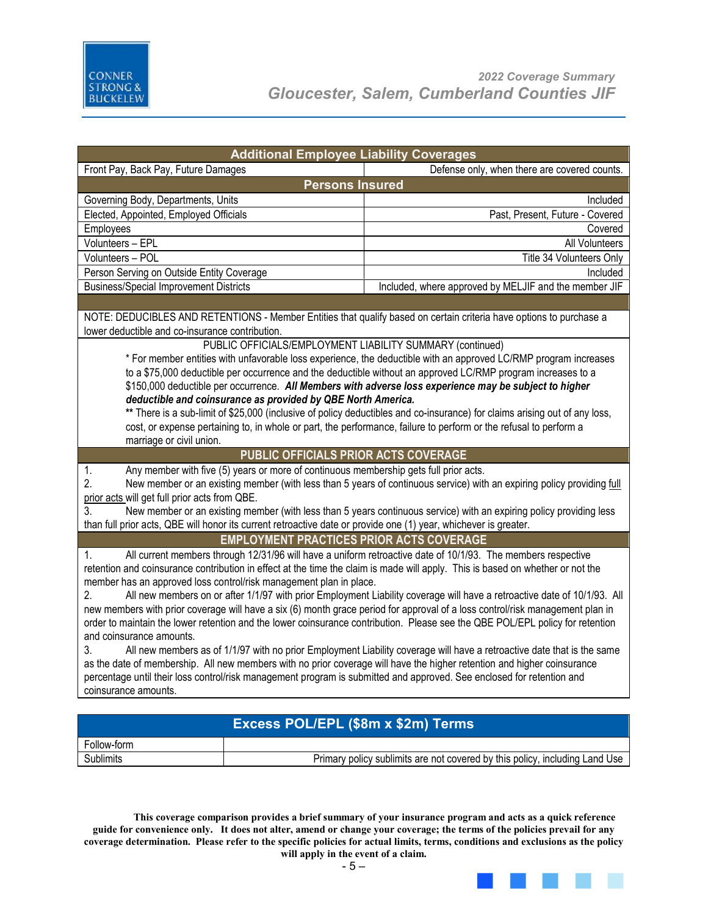| Additional Employee Liability Coverages | |
|---|---|
| Front Pay, Back Pay, Future Damages | Defense only, when there are covered counts. |
| **Persons Insured** | |
| Governing Body, Departments, Units | Included |
| Elected, Appointed, Employed Officials | Past, Present, Future - Covered |
| Employees | Covered |
| Volunteers – EPL | All Volunteers |
| Volunteers – POL | Title 34 Volunteers Only |
| Person Serving on Outside Entity Coverage | Included |
| Business/Special Improvement Districts | Included, where approved by MELJIF and the member JIF |

NOTE: DEDUCIBLES AND RETENTIONS - Member Entities that qualify based on certain criteria have options to purchase a lower deductible and co-insurance contribution.

PUBLIC OFFICIALS/EMPLOYMENT LIABILITY SUMMARY (continued)

\* For member entities with unfavorable loss experience, the deductible with an approved LC/RMP program increases to a $75,000 deductible per occurrence and the deductible without an approved LC/RMP program increases to a $150,000 deductible per occurrence. ***All Members with adverse loss experience may be subject to higher deductible and coinsurance as provided by QBE North America.***

\*\* There is a sub-limit of $25,000 (inclusive of policy deductibles and co-insurance) for claims arising out of any loss, cost, or expense pertaining to, in whole or part, the performance, failure to perform or the refusal to perform a marriage or civil union.

## PUBLIC OFFICIALS PRIOR ACTS COVERAGE

1. Any member with five (5) years or more of continuous membership gets full prior acts.
2. New member or an existing member (with less than 5 years of continuous service) with an expiring policy providing full prior acts will get full prior acts from QBE.
3. New member or an existing member (with less than 5 years continuous service) with an expiring policy providing less than full prior acts, QBE will honor its current retroactive date or provide one (1) year, whichever is greater.

## EMPLOYMENT PRACTICES PRIOR ACTS COVERAGE

1. All current members through 12/31/96 will have a uniform retroactive date of 10/1/93. The members respective retention and coinsurance contribution in effect at the time the claim is made will apply. This is based on whether or not the member has an approved loss control/risk management plan in place.
2. All new members on or after 1/1/97 with prior Employment Liability coverage will have a retroactive date of 10/1/93. All new members with prior coverage will have a six (6) month grace period for approval of a loss control/risk management plan in order to maintain the lower retention and the lower coinsurance contribution. Please see the QBE POL/EPL policy for retention and coinsurance amounts.
3. All new members as of 1/1/97 with no prior Employment Liability coverage will have a retroactive date that is the same as the date of membership. All new members with no prior coverage will have the higher retention and higher coinsurance percentage until their loss control/risk management program is submitted and approved. See enclosed for retention and coinsurance amounts.

| Excess POL/EPL ($8m x $2m) Terms | |
|---|---|
| Follow-form | |
| Sublimits | Primary policy sublimits are not covered by this policy, including Land Use |

**This coverage comparison provides a brief summary of your insurance program and acts as a quick reference guide for convenience only. It does not alter, amend or change your coverage; the terms of the policies prevail for any coverage determination. Please refer to the specific policies for actual limits, terms, conditions and exclusions as the policy will apply in the event of a claim.**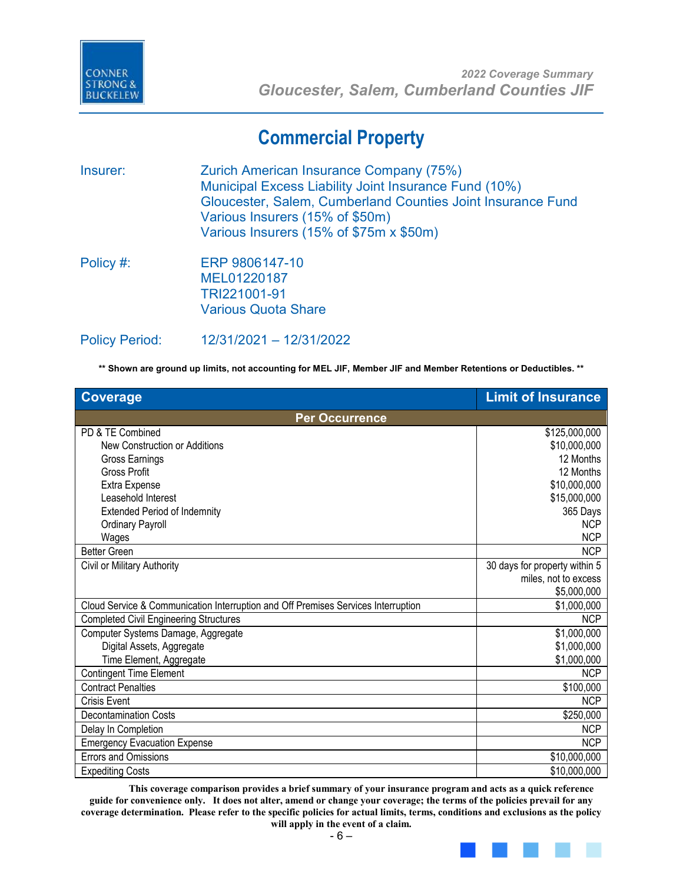# Commercial Property

**Insurer:** Zurich American Insurance Company (75%)
Municipal Excess Liability Joint Insurance Fund (10%)
Gloucester, Salem, Cumberland Counties Joint Insurance Fund
Various Insurers (15% of $50m)
Various Insurers (15% of $75m x $50m)

**Policy #:** ERP 9806147-10
MEL01220187
TRI221001-91
Various Quota Share

**Policy Period:** 12/31/2021 – 12/31/2022

**\*\* Shown are ground up limits, not accounting for MEL JIF, Member JIF and Member Retentions or Deductibles. \*\***

| Coverage | Limit of Insurance |
|---|---|
| **Per Occurrence** | |
| PD & TE Combined | $125,000,000 |
| New Construction or Additions | $10,000,000 |
| Gross Earnings | 12 Months |
| Gross Profit | 12 Months |
| Extra Expense | $10,000,000 |
| Leasehold Interest | $15,000,000 |
| Extended Period of Indemnity | 365 Days |
| Ordinary Payroll | NCP |
| Wages | NCP |
| Better Green | NCP |
| Civil or Military Authority | 30 days for property within 5 miles, not to excess $5,000,000 |
| Cloud Service & Communication Interruption and Off Premises Services Interruption | $1,000,000 |
| Completed Civil Engineering Structures | NCP |
| Computer Systems Damage, Aggregate | $1,000,000 |
| Digital Assets, Aggregate | $1,000,000 |
| Time Element, Aggregate | $1,000,000 |
| Contingent Time Element | NCP |
| Contract Penalties | $100,000 |
| Crisis Event | NCP |
| Decontamination Costs | $250,000 |
| Delay In Completion | NCP |
| Emergency Evacuation Expense | NCP |
| Errors and Omissions | $10,000,000 |
| Expediting Costs | $10,000,000 |

**This coverage comparison provides a brief summary of your insurance program and acts as a quick reference guide for convenience only. It does not alter, amend or change your coverage; the terms of the policies prevail for any coverage determination. Please refer to the specific policies for actual limits, terms, conditions and exclusions as the policy will apply in the event of a claim.**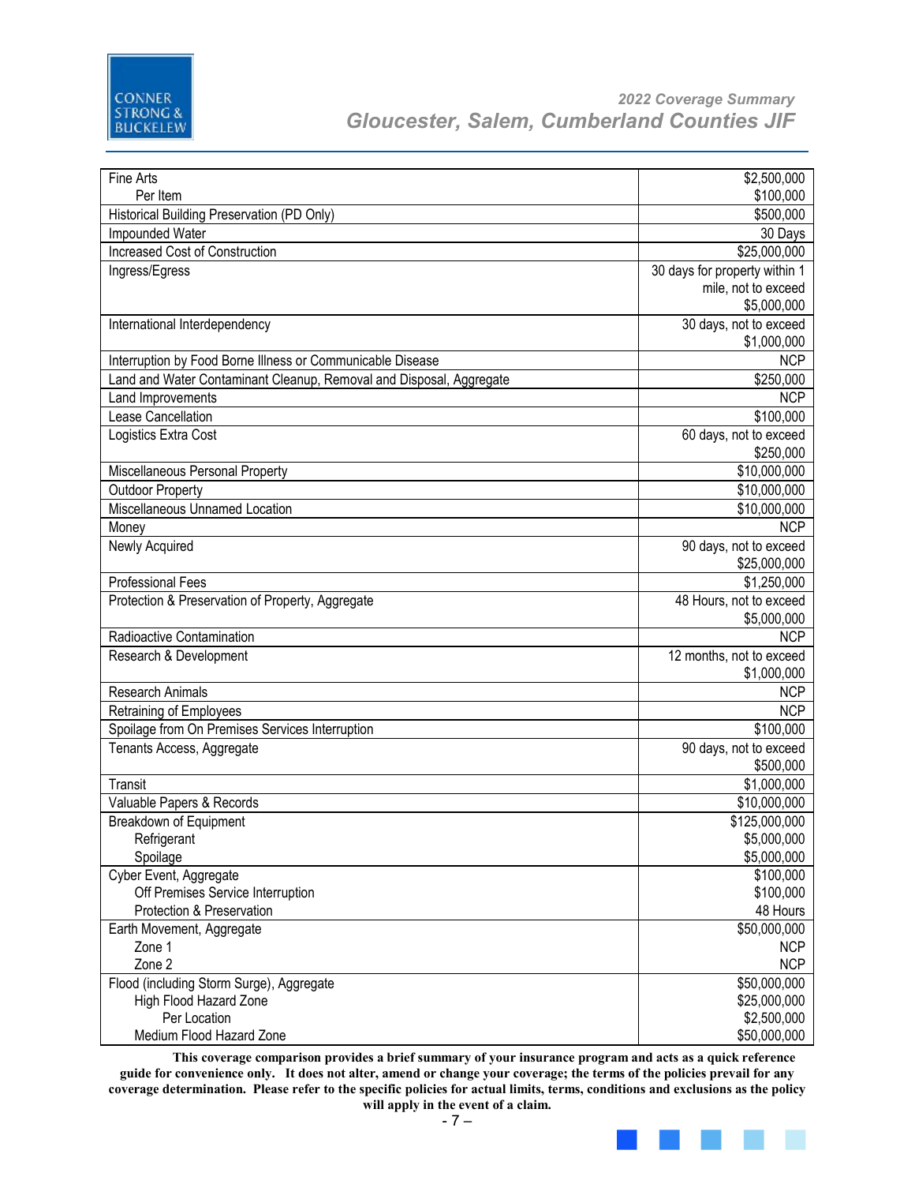| Coverage | Limit |
|---|---|
| Fine Arts | $2,500,000 |
| Per Item | $100,000 |
| Historical Building Preservation (PD Only) | $500,000 |
| Impounded Water | 30 Days |
| Increased Cost of Construction | $25,000,000 |
| Ingress/Egress | 30 days for property within 1 mile, not to exceed $5,000,000 |
| International Interdependency | 30 days, not to exceed $1,000,000 |
| Interruption by Food Borne Illness or Communicable Disease | NCP |
| Land and Water Contaminant Cleanup, Removal and Disposal, Aggregate | $250,000 |
| Land Improvements | NCP |
| Lease Cancellation | $100,000 |
| Logistics Extra Cost | 60 days, not to exceed $250,000 |
| Miscellaneous Personal Property | $10,000,000 |
| Outdoor Property | $10,000,000 |
| Miscellaneous Unnamed Location | $10,000,000 |
| Money | NCP |
| Newly Acquired | 90 days, not to exceed $25,000,000 |
| Professional Fees | $1,250,000 |
| Protection & Preservation of Property, Aggregate | 48 Hours, not to exceed $5,000,000 |
| Radioactive Contamination | NCP |
| Research & Development | 12 months, not to exceed $1,000,000 |
| Research Animals | NCP |
| Retraining of Employees | NCP |
| Spoilage from On Premises Services Interruption | $100,000 |
| Tenants Access, Aggregate | 90 days, not to exceed $500,000 |
| Transit | $1,000,000 |
| Valuable Papers & Records | $10,000,000 |
| Breakdown of Equipment | $125,000,000 |
| Refrigerant | $5,000,000 |
| Spoilage | $5,000,000 |
| Cyber Event, Aggregate | $100,000 |
| Off Premises Service Interruption | $100,000 |
| Protection & Preservation | 48 Hours |
| Earth Movement, Aggregate | $50,000,000 |
| Zone 1 | NCP |
| Zone 2 | NCP |
| Flood (including Storm Surge), Aggregate | $50,000,000 |
| High Flood Hazard Zone | $25,000,000 |
| Per Location | $2,500,000 |
| Medium Flood Hazard Zone | $50,000,000 |

**This coverage comparison provides a brief summary of your insurance program and acts as a quick reference guide for convenience only. It does not alter, amend or change your coverage; the terms of the policies prevail for any coverage determination. Please refer to the specific policies for actual limits, terms, conditions and exclusions as the policy will apply in the event of a claim.**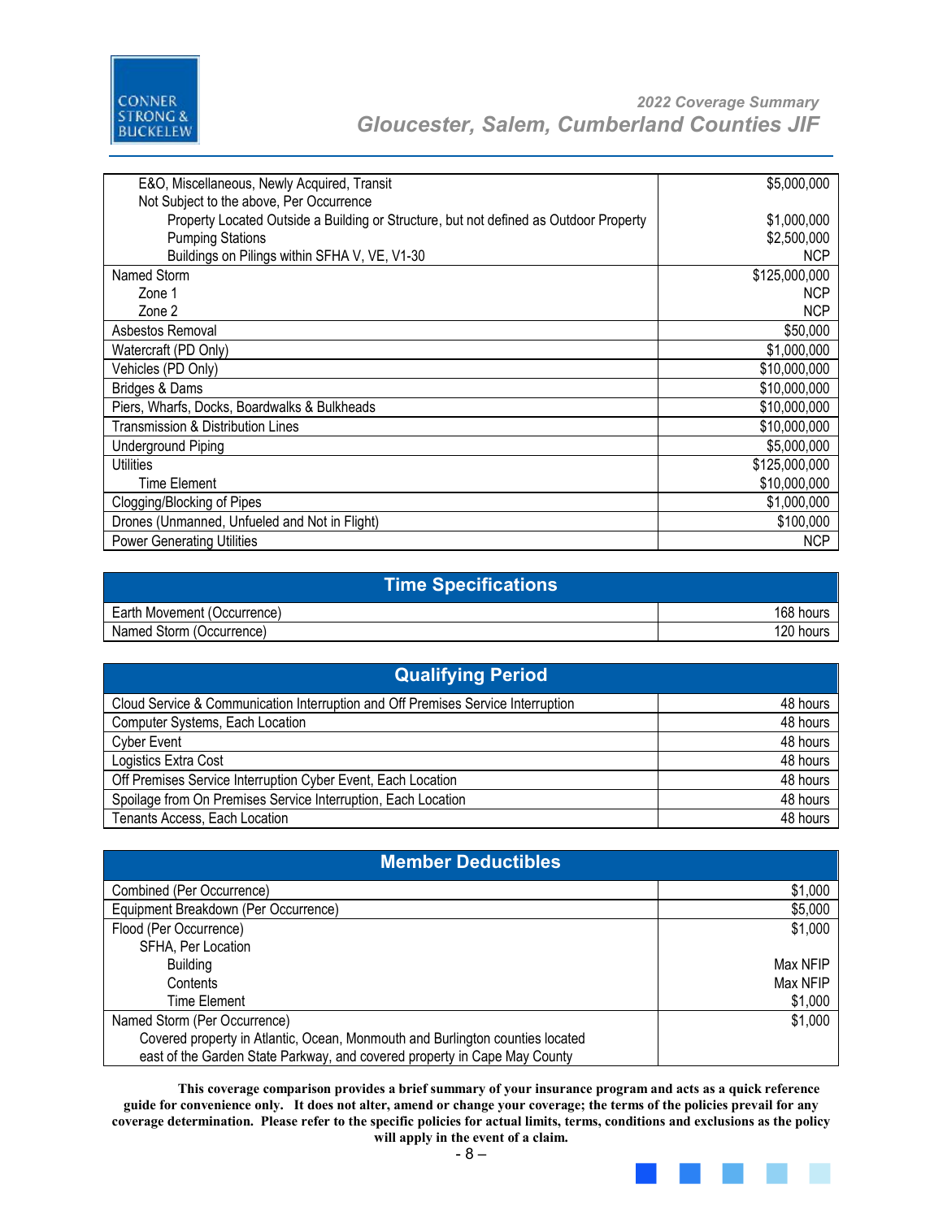| | |
|---|---|
| E&O, Miscellaneous, Newly Acquired, Transit | $5,000,000 |
| Not Subject to the above, Per Occurrence | |
| Property Located Outside a Building or Structure, but not defined as Outdoor Property | $1,000,000 |
| Pumping Stations | $2,500,000 |
| Buildings on Pilings within SFHA V, VE, V1-30 | NCP |
| Named Storm | $125,000,000 |
| Zone 1 | NCP |
| Zone 2 | NCP |
| Asbestos Removal | $50,000 |
| Watercraft (PD Only) | $1,000,000 |
| Vehicles (PD Only) | $10,000,000 |
| Bridges & Dams | $10,000,000 |
| Piers, Wharfs, Docks, Boardwalks & Bulkheads | $10,000,000 |
| Transmission & Distribution Lines | $10,000,000 |
| Underground Piping | $5,000,000 |
| Utilities | $125,000,000 |
| Time Element | $10,000,000 |
| Clogging/Blocking of Pipes | $1,000,000 |
| Drones (Unmanned, Unfueled and Not in Flight) | $100,000 |
| Power Generating Utilities | NCP |

| Time Specifications | |
|---|---|
| Earth Movement (Occurrence) | 168 hours |
| Named Storm (Occurrence) | 120 hours |

| Qualifying Period | |
|---|---|
| Cloud Service & Communication Interruption and Off Premises Service Interruption | 48 hours |
| Computer Systems, Each Location | 48 hours |
| Cyber Event | 48 hours |
| Logistics Extra Cost | 48 hours |
| Off Premises Service Interruption Cyber Event, Each Location | 48 hours |
| Spoilage from On Premises Service Interruption, Each Location | 48 hours |
| Tenants Access, Each Location | 48 hours |

| Member Deductibles | |
|---|---|
| Combined (Per Occurrence) | $1,000 |
| Equipment Breakdown (Per Occurrence) | $5,000 |
| Flood (Per Occurrence) | $1,000 |
| SFHA, Per Location | |
| Building | Max NFIP |
| Contents | Max NFIP |
| Time Element | $1,000 |
| Named Storm (Per Occurrence) | $1,000 |
| Covered property in Atlantic, Ocean, Monmouth and Burlington counties located east of the Garden State Parkway, and covered property in Cape May County | |

**This coverage comparison provides a brief summary of your insurance program and acts as a quick reference guide for convenience only. It does not alter, amend or change your coverage; the terms of the policies prevail for any coverage determination. Please refer to the specific policies for actual limits, terms, conditions and exclusions as the policy will apply in the event of a claim.**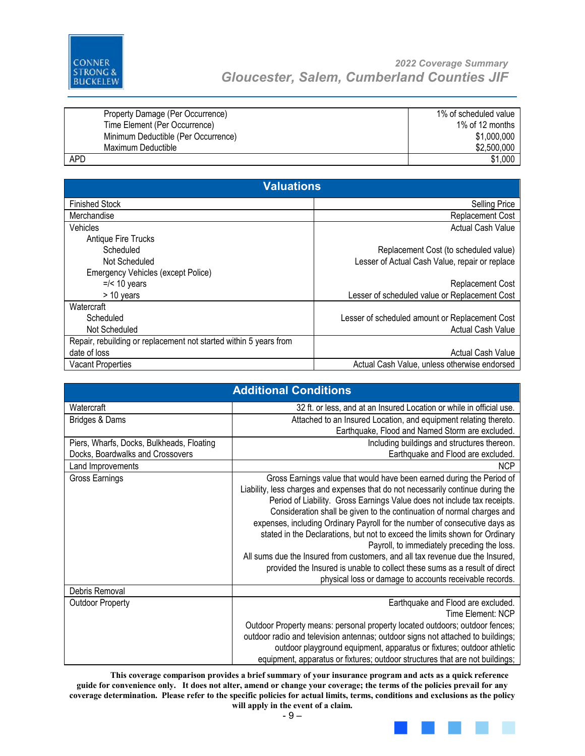| | |
|---|---|
| Property Damage (Per Occurrence) | 1% of scheduled value |
| Time Element (Per Occurrence) | 1% of 12 months |
| Minimum Deductible (Per Occurrence) | $1,000,000 |
| Maximum Deductible | $2,500,000 |
| APD | $1,000 |

| Valuations | |
|---|---|
| Finished Stock | Selling Price |
| Merchandise | Replacement Cost |
| Vehicles | Actual Cash Value |
| Antique Fire Trucks | |
| Scheduled | Replacement Cost (to scheduled value) |
| Not Scheduled | Lesser of Actual Cash Value, repair or replace |
| Emergency Vehicles (except Police) | |
| =/< 10 years | Replacement Cost |
| > 10 years | Lesser of scheduled value or Replacement Cost |
| Watercraft | |
| Scheduled | Lesser of scheduled amount or Replacement Cost |
| Not Scheduled | Actual Cash Value |
| Repair, rebuilding or replacement not started within 5 years from date of loss | Actual Cash Value |
| Vacant Properties | Actual Cash Value, unless otherwise endorsed |

| Additional Conditions | |
|---|---|
| Watercraft | 32 ft. or less, and at an Insured Location or while in official use. |
| Bridges & Dams | Attached to an Insured Location, and equipment relating thereto. Earthquake, Flood and Named Storm are excluded. |
| Piers, Wharfs, Docks, Bulkheads, Floating Docks, Boardwalks and Crossovers | Including buildings and structures thereon. Earthquake and Flood are excluded. |
| Land Improvements | NCP |
| Gross Earnings | Gross Earnings value that would have been earned during the Period of Liability, less charges and expenses that do not necessarily continue during the Period of Liability. Gross Earnings Value does not include tax receipts. Consideration shall be given to the continuation of normal charges and expenses, including Ordinary Payroll for the number of consecutive days as stated in the Declarations, but not to exceed the limits shown for Ordinary Payroll, to immediately preceding the loss. All sums due the Insured from customers, and all tax revenue due the Insured, provided the Insured is unable to collect these sums as a result of direct physical loss or damage to accounts receivable records. |
| Debris Removal | |
| Outdoor Property | Earthquake and Flood are excluded. Time Element: NCP Outdoor Property means: personal property located outdoors; outdoor fences; outdoor radio and television antennas; outdoor signs not attached to buildings; outdoor playground equipment, apparatus or fixtures; outdoor athletic equipment, apparatus or fixtures; outdoor structures that are not buildings; |

**This coverage comparison provides a brief summary of your insurance program and acts as a quick reference guide for convenience only. It does not alter, amend or change your coverage; the terms of the policies prevail for any coverage determination. Please refer to the specific policies for actual limits, terms, conditions and exclusions as the policy will apply in the event of a claim.**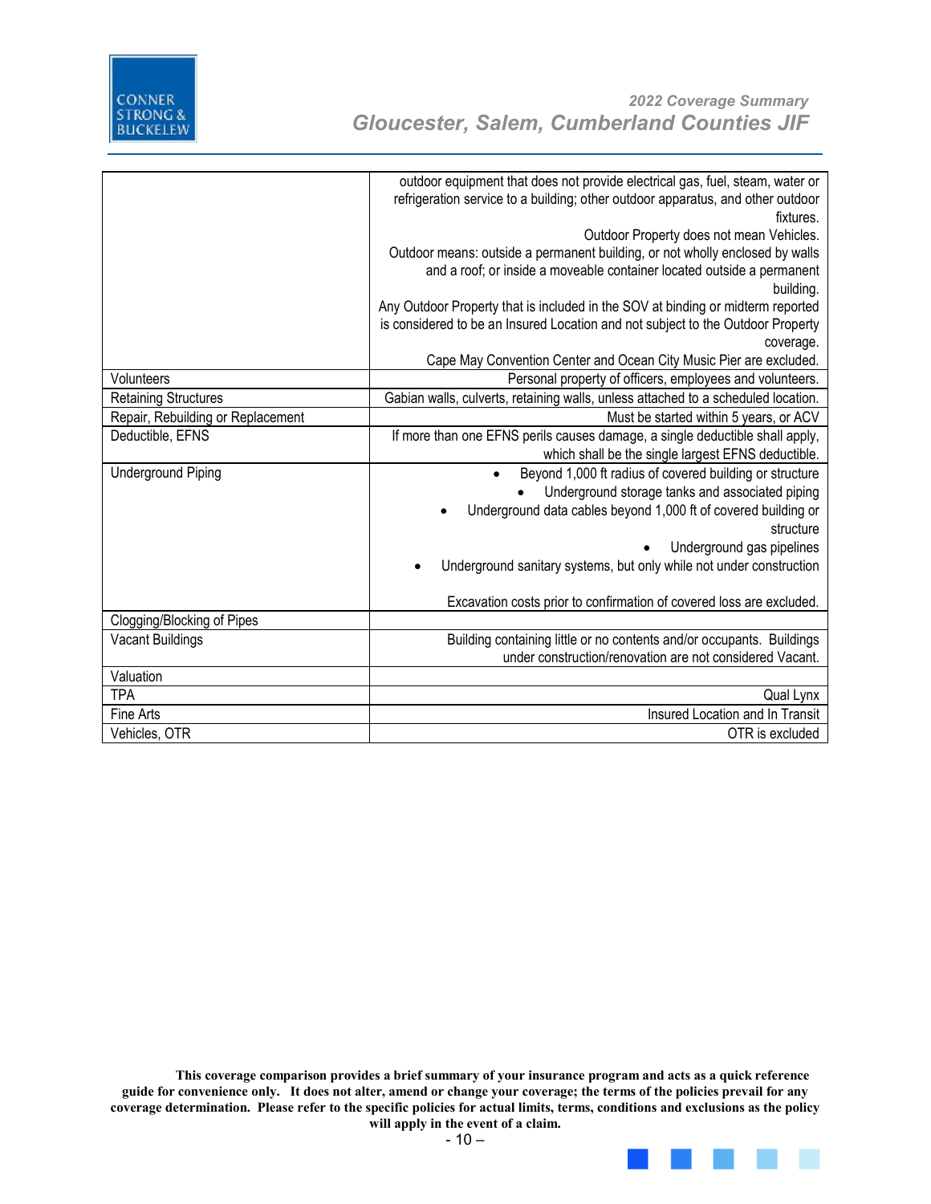| | |
|---|---|
| | outdoor equipment that does not provide electrical gas, fuel, steam, water or refrigeration service to a building; other outdoor apparatus, and other outdoor fixtures.<br>Outdoor Property does not mean Vehicles.<br>Outdoor means: outside a permanent building, or not wholly enclosed by walls and a roof; or inside a moveable container located outside a permanent building.<br>Any Outdoor Property that is included in the SOV at binding or midterm reported is considered to be an Insured Location and not subject to the Outdoor Property coverage.<br>Cape May Convention Center and Ocean City Music Pier are excluded. |
| Volunteers | Personal property of officers, employees and volunteers. |
| Retaining Structures | Gabian walls, culverts, retaining walls, unless attached to a scheduled location. |
| Repair, Rebuilding or Replacement | Must be started within 5 years, or ACV |
| Deductible, EFNS | If more than one EFNS perils causes damage, a single deductible shall apply, which shall be the single largest EFNS deductible. |
| Underground Piping | • Beyond 1,000 ft radius of covered building or structure<br>• Underground storage tanks and associated piping<br>• Underground data cables beyond 1,000 ft of covered building or structure<br>• Underground gas pipelines<br>• Underground sanitary systems, but only while not under construction<br><br>Excavation costs prior to confirmation of covered loss are excluded. |
| Clogging/Blocking of Pipes | |
| Vacant Buildings | Building containing little or no contents and/or occupants. Buildings under construction/renovation are not considered Vacant. |
| Valuation | |
| TPA | Qual Lynx |
| Fine Arts | Insured Location and In Transit |
| Vehicles, OTR | OTR is excluded |

**This coverage comparison provides a brief summary of your insurance program and acts as a quick reference guide for convenience only. It does not alter, amend or change your coverage; the terms of the policies prevail for any coverage determination. Please refer to the specific policies for actual limits, terms, conditions and exclusions as the policy will apply in the event of a claim.**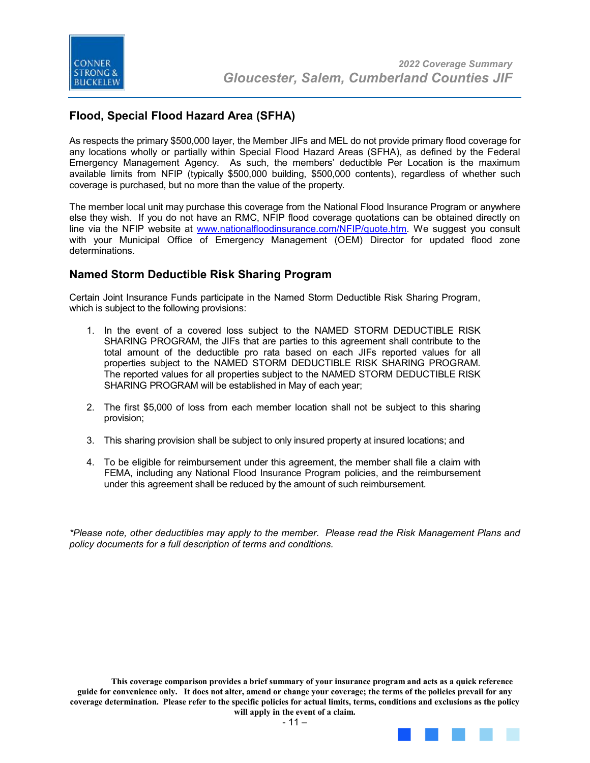## Flood, Special Flood Hazard Area (SFHA)

As respects the primary $500,000 layer, the Member JIFs and MEL do not provide primary flood coverage for any locations wholly or partially within Special Flood Hazard Areas (SFHA), as defined by the Federal Emergency Management Agency. As such, the members' deductible Per Location is the maximum available limits from NFIP (typically $500,000 building, $500,000 contents), regardless of whether such coverage is purchased, but no more than the value of the property.

The member local unit may purchase this coverage from the National Flood Insurance Program or anywhere else they wish. If you do not have an RMC, NFIP flood coverage quotations can be obtained directly on line via the NFIP website at www.nationalfloodinsurance.com/NFIP/quote.htm. We suggest you consult with your Municipal Office of Emergency Management (OEM) Director for updated flood zone determinations.

## Named Storm Deductible Risk Sharing Program

Certain Joint Insurance Funds participate in the Named Storm Deductible Risk Sharing Program, which is subject to the following provisions:

1. In the event of a covered loss subject to the NAMED STORM DEDUCTIBLE RISK SHARING PROGRAM, the JIFs that are parties to this agreement shall contribute to the total amount of the deductible pro rata based on each JIFs reported values for all properties subject to the NAMED STORM DEDUCTIBLE RISK SHARING PROGRAM. The reported values for all properties subject to the NAMED STORM DEDUCTIBLE RISK SHARING PROGRAM will be established in May of each year;

2. The first $5,000 of loss from each member location shall not be subject to this sharing provision;

3. This sharing provision shall be subject to only insured property at insured locations; and

4. To be eligible for reimbursement under this agreement, the member shall file a claim with FEMA, including any National Flood Insurance Program policies, and the reimbursement under this agreement shall be reduced by the amount of such reimbursement.

*\*Please note, other deductibles may apply to the member. Please read the Risk Management Plans and policy documents for a full description of terms and conditions.*

**This coverage comparison provides a brief summary of your insurance program and acts as a quick reference guide for convenience only. It does not alter, amend or change your coverage; the terms of the policies prevail for any coverage determination. Please refer to the specific policies for actual limits, terms, conditions and exclusions as the policy will apply in the event of a claim.**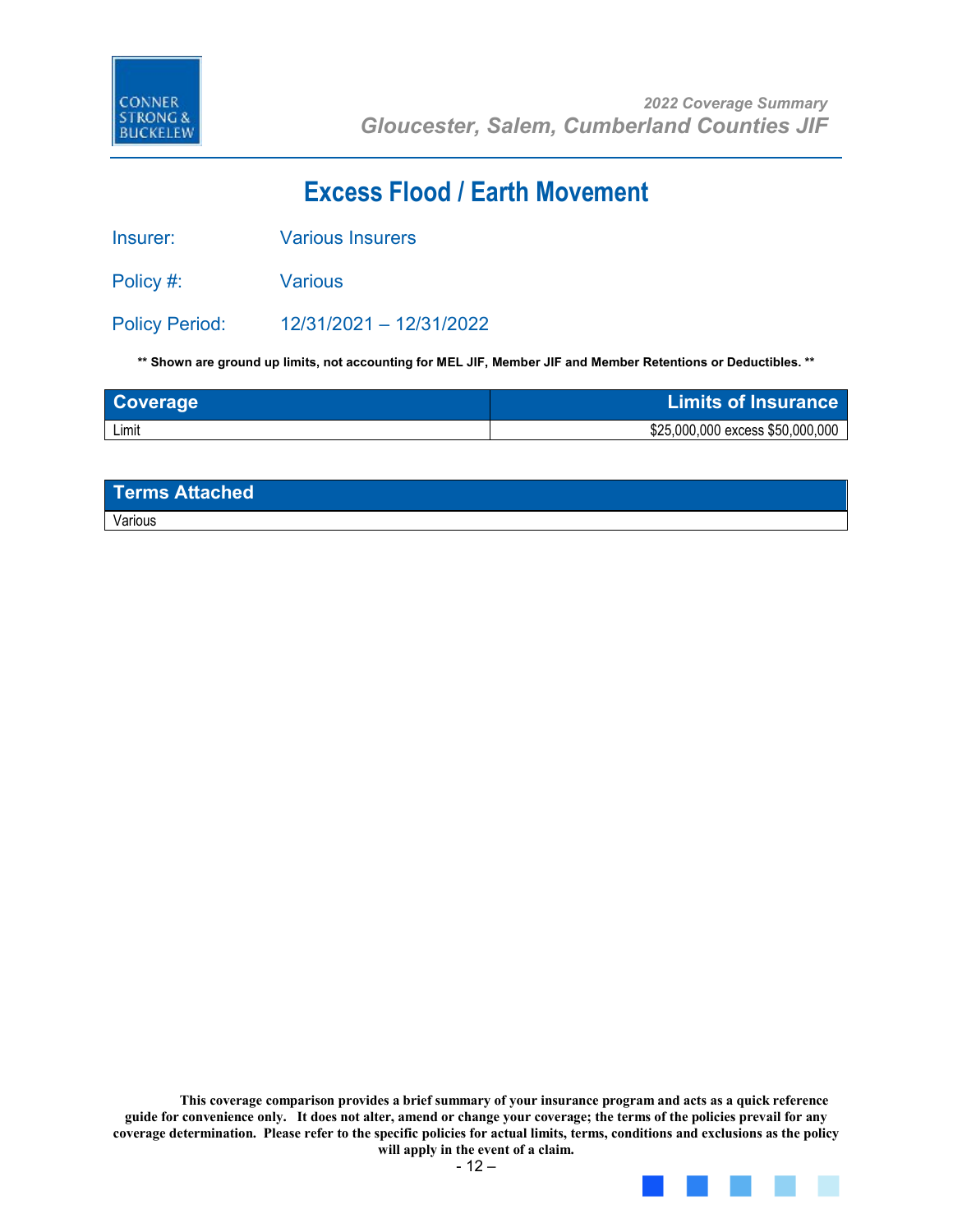# Excess Flood / Earth Movement

Insurer: Various Insurers

Policy #: Various

Policy Period: 12/31/2021 – 12/31/2022

**\*\* Shown are ground up limits, not accounting for MEL JIF, Member JIF and Member Retentions or Deductibles. \*\***

| Coverage | Limits of Insurance |
|---|---|
| Limit | $25,000,000 excess $50,000,000 |

| Terms Attached |
|---|
| Various |

**This coverage comparison provides a brief summary of your insurance program and acts as a quick reference guide for convenience only. It does not alter, amend or change your coverage; the terms of the policies prevail for any coverage determination. Please refer to the specific policies for actual limits, terms, conditions and exclusions as the policy will apply in the event of a claim.**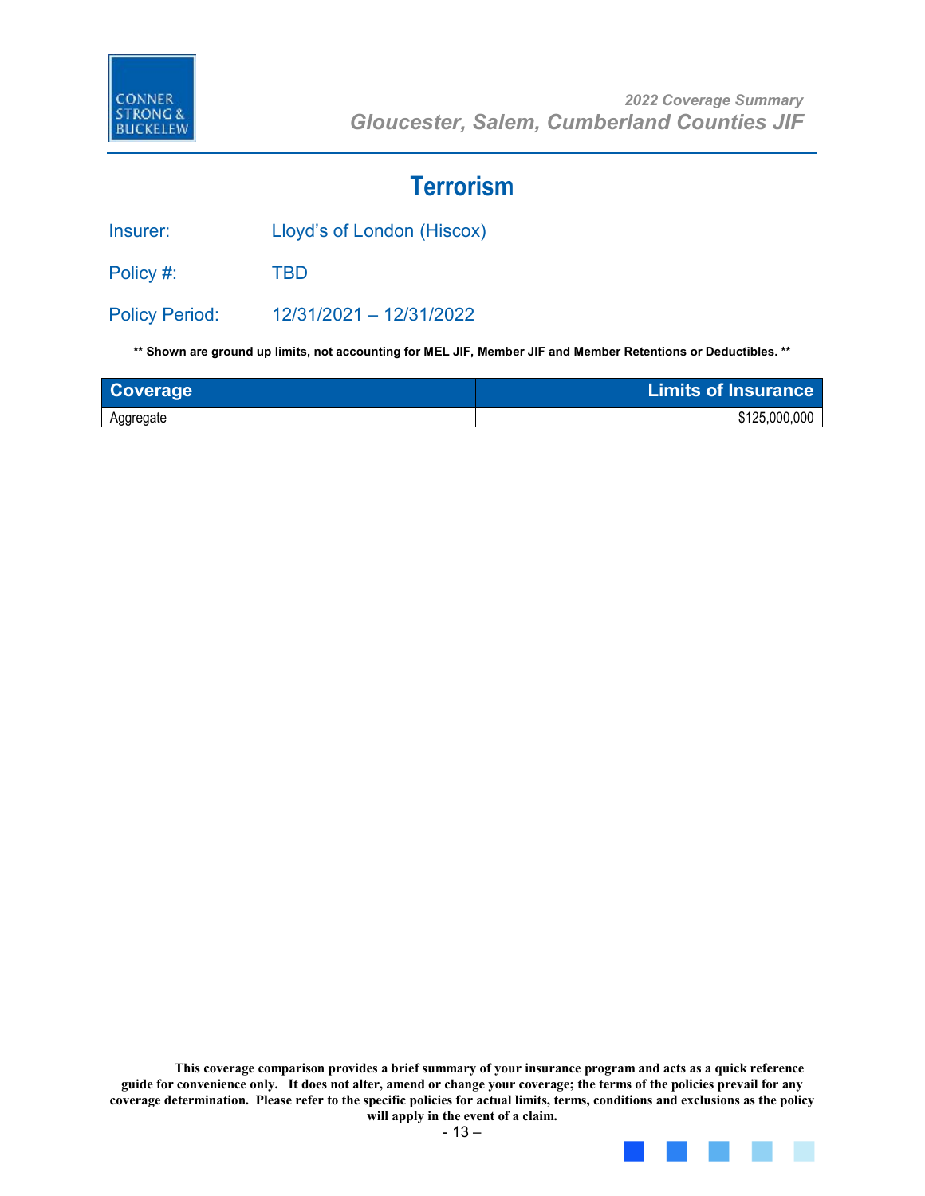# Terrorism

Insurer: Lloyd's of London (Hiscox)

Policy #: TBD

Policy Period: 12/31/2021 – 12/31/2022

**\*\* Shown are ground up limits, not accounting for MEL JIF, Member JIF and Member Retentions or Deductibles. \*\***

| Coverage | Limits of Insurance |
|---|---|
| Aggregate | $125,000,000 |

**This coverage comparison provides a brief summary of your insurance program and acts as a quick reference guide for convenience only. It does not alter, amend or change your coverage; the terms of the policies prevail for any coverage determination. Please refer to the specific policies for actual limits, terms, conditions and exclusions as the policy will apply in the event of a claim.**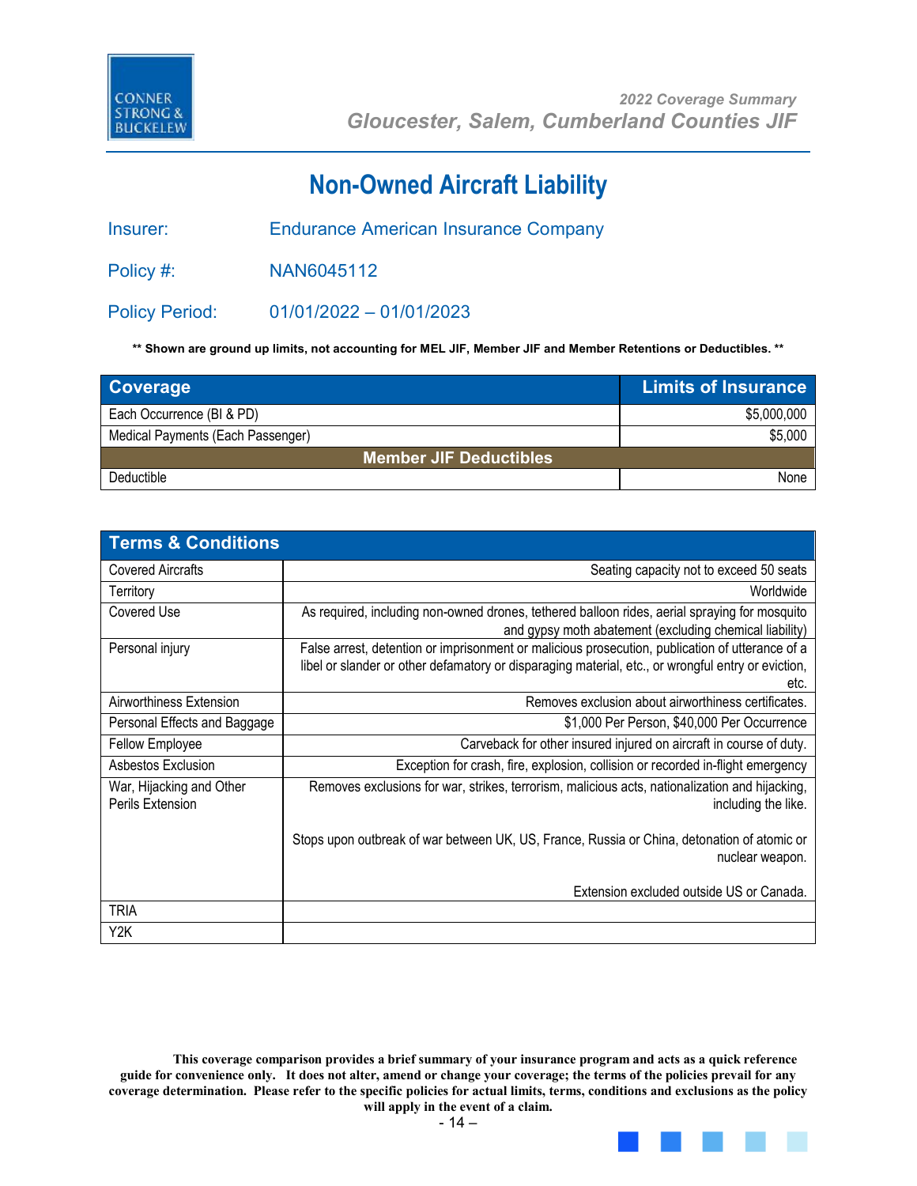# Non-Owned Aircraft Liability

**Insurer:** Endurance American Insurance Company

**Policy #:** NAN6045112

**Policy Period:** 01/01/2022 – 01/01/2023

**\*\* Shown are ground up limits, not accounting for MEL JIF, Member JIF and Member Retentions or Deductibles. \*\***

| Coverage | Limits of Insurance |
|---|---|
| Each Occurrence (BI & PD) | $5,000,000 |
| Medical Payments (Each Passenger) | $5,000 |
| **Member JIF Deductibles** | |
| Deductible | None |

| Terms & Conditions | |
|---|---|
| Covered Aircrafts | Seating capacity not to exceed 50 seats |
| Territory | Worldwide |
| Covered Use | As required, including non-owned drones, tethered balloon rides, aerial spraying for mosquito and gypsy moth abatement (excluding chemical liability) |
| Personal injury | False arrest, detention or imprisonment or malicious prosecution, publication of utterance of a libel or slander or other defamatory or disparaging material, etc., or wrongful entry or eviction, etc. |
| Airworthiness Extension | Removes exclusion about airworthiness certificates. |
| Personal Effects and Baggage | $1,000 Per Person, $40,000 Per Occurrence |
| Fellow Employee | Carveback for other insured injured on aircraft in course of duty. |
| Asbestos Exclusion | Exception for crash, fire, explosion, collision or recorded in-flight emergency |
| War, Hijacking and Other Perils Extension | Removes exclusions for war, strikes, terrorism, malicious acts, nationalization and hijacking, including the like.<br><br>Stops upon outbreak of war between UK, US, France, Russia or China, detonation of atomic or nuclear weapon.<br><br>Extension excluded outside US or Canada. |
| TRIA | |
| Y2K | |

**This coverage comparison provides a brief summary of your insurance program and acts as a quick reference guide for convenience only. It does not alter, amend or change your coverage; the terms of the policies prevail for any coverage determination. Please refer to the specific policies for actual limits, terms, conditions and exclusions as the policy will apply in the event of a claim.**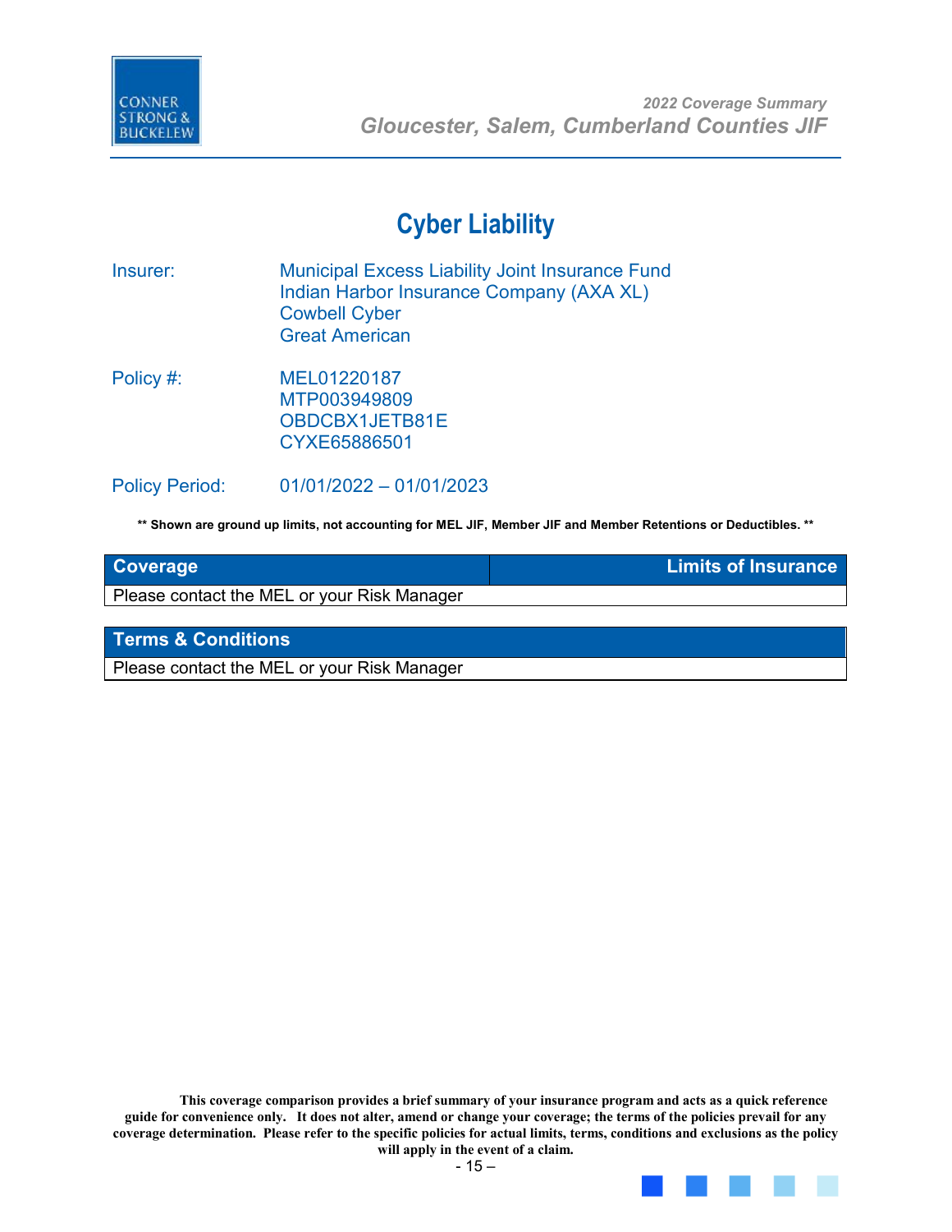# Cyber Liability

Insurer: Municipal Excess Liability Joint Insurance Fund
Indian Harbor Insurance Company (AXA XL)
Cowbell Cyber
Great American

Policy #: MEL01220187
MTP003949809
OBDCBX1JETB81E
CYXE65886501

Policy Period: 01/01/2022 – 01/01/2023

**\*\* Shown are ground up limits, not accounting for MEL JIF, Member JIF and Member Retentions or Deductibles. \*\***

| Coverage | Limits of Insurance |
|---|---|
| Please contact the MEL or your Risk Manager | |

| Terms & Conditions |
|---|
| Please contact the MEL or your Risk Manager |

**This coverage comparison provides a brief summary of your insurance program and acts as a quick reference guide for convenience only. It does not alter, amend or change your coverage; the terms of the policies prevail for any coverage determination. Please refer to the specific policies for actual limits, terms, conditions and exclusions as the policy will apply in the event of a claim.**